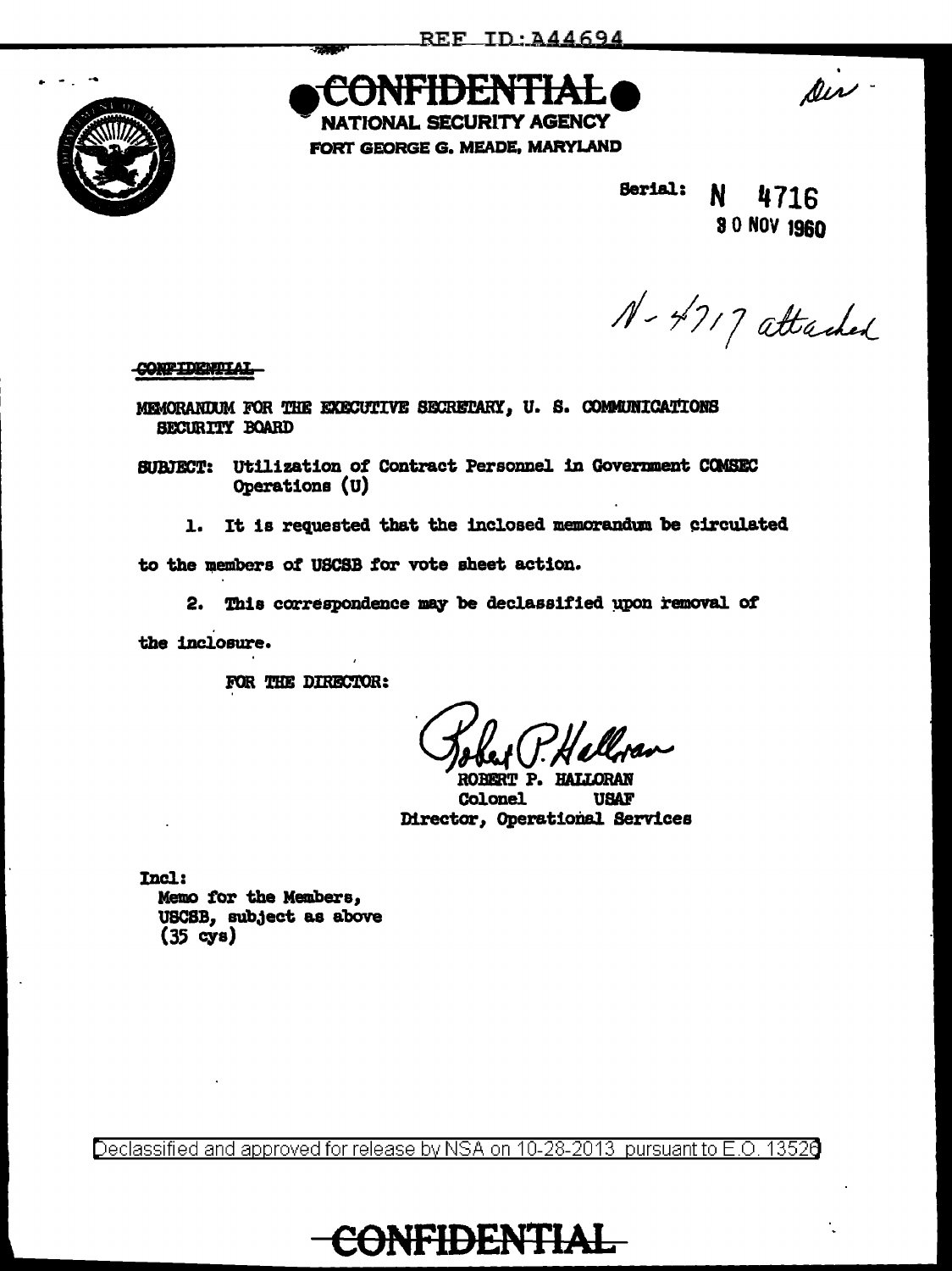REF ID:A44694

**CONFIDENTIAL**

NATIONAL SECURITY AGENCY
FORT GEORGE G. MEADE, MARYLAND

Dir -

Serial: N 4716
30 NOV 1960

N-4717 attached

~~CONFIDENTIAL~~

MEMORANDUM FOR THE EXECUTIVE SECRETARY, U. S. COMMUNICATIONS SECURITY BOARD

SUBJECT: Utilization of Contract Personnel in Government COMSEC Operations (U)

1. It is requested that the inclosed memorandum be circulated to the members of USCSB for vote sheet action.

2. This correspondence may be declassified upon removal of the inclosure.

FOR THE DIRECTOR:

Robert P. Halloran

ROBERT P. HALLORAN
Colonel USAF
Director, Operational Services

Incl:
Memo for the Members,
USCSB, subject as above
(35 cys)

Declassified and approved for release by NSA on 10-28-2013 pursuant to E.O. 13526

**CONFIDENTIAL**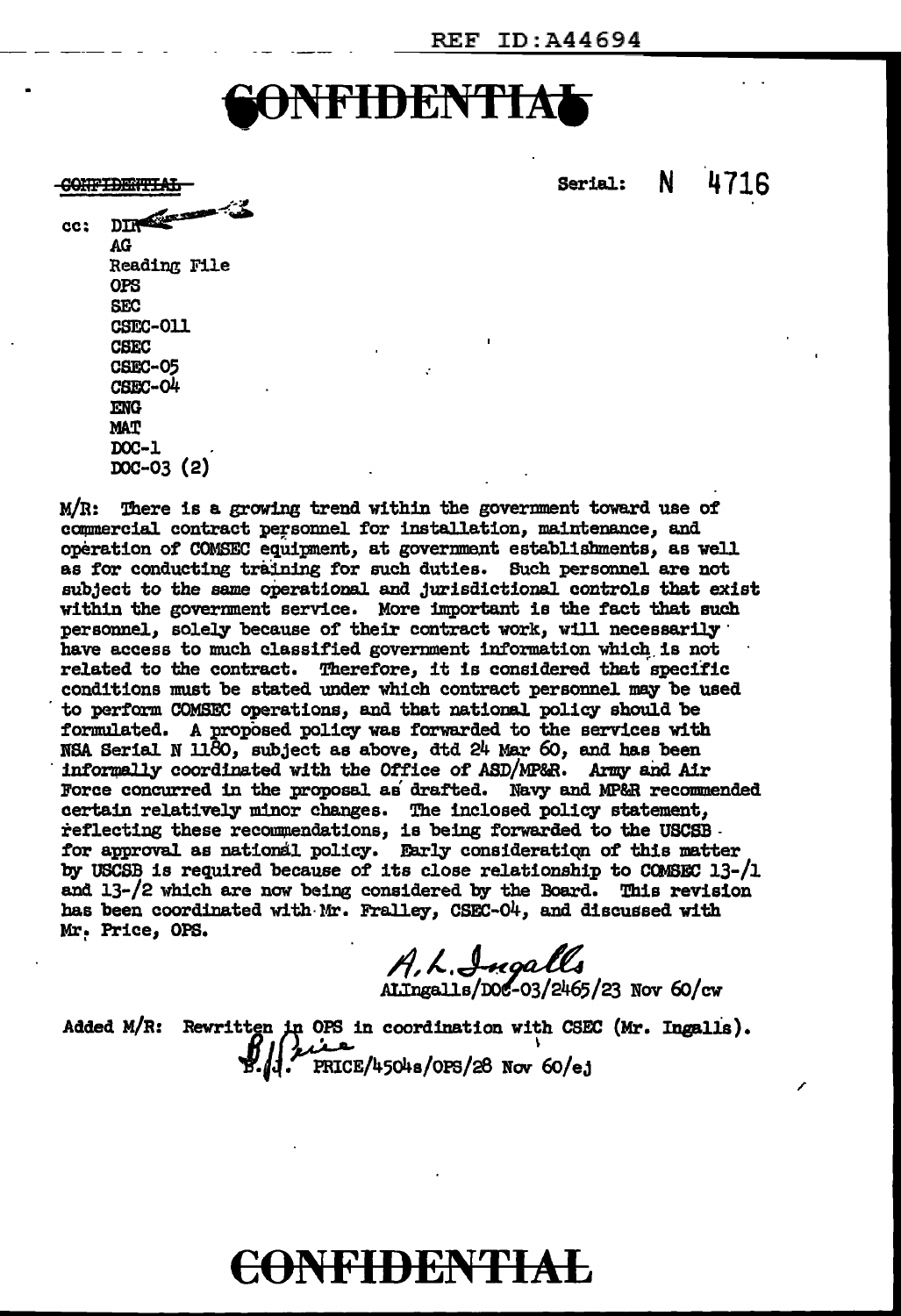REF ID:A44694

# CONFIDENTIAL

~~CONFIDENTIAL~~

Serial: N 4716

cc: DIR
AG
Reading File
OPS
SEC
CSEC-011
CSEC
CSEC-05
CSEC-04
ENG
MAT
DOC-1
DOC-03 (2)

M/R: There is a growing trend within the government toward use of commercial contract personnel for installation, maintenance, and operation of COMSEC equipment, at government establishments, as well as for conducting training for such duties. Such personnel are not subject to the same operational and jurisdictional controls that exist within the government service. More important is the fact that such personnel, solely because of their contract work, will necessarily have access to much classified government information which is not related to the contract. Therefore, it is considered that specific conditions must be stated under which contract personnel may be used to perform COMSEC operations, and that national policy should be formulated. A proposed policy was forwarded to the services with NSA Serial N 1180, subject as above, dtd 24 Mar 60, and has been informally coordinated with the Office of ASD/MP&R. Army and Air Force concurred in the proposal as drafted. Navy and MP&R recommended certain relatively minor changes. The inclosed policy statement, reflecting these recommendations, is being forwarded to the USCSB for approval as national policy. Early consideration of this matter by USCSB is required because of its close relationship to COMSEC 13-/1 and 13-/2 which are now being considered by the Board. This revision has been coordinated with Mr. Fralley, CSEC-04, and discussed with Mr. Price, OPS.

A. L. Ingalls
ALIngalls/DOC-03/2465/23 Nov 60/cw

Added M/R: Rewritten in OPS in coordination with CSEC (Mr. Ingalls).

B. J. Price
B.J. PRICE/4504s/OPS/28 Nov 60/ej

# CONFIDENTIAL